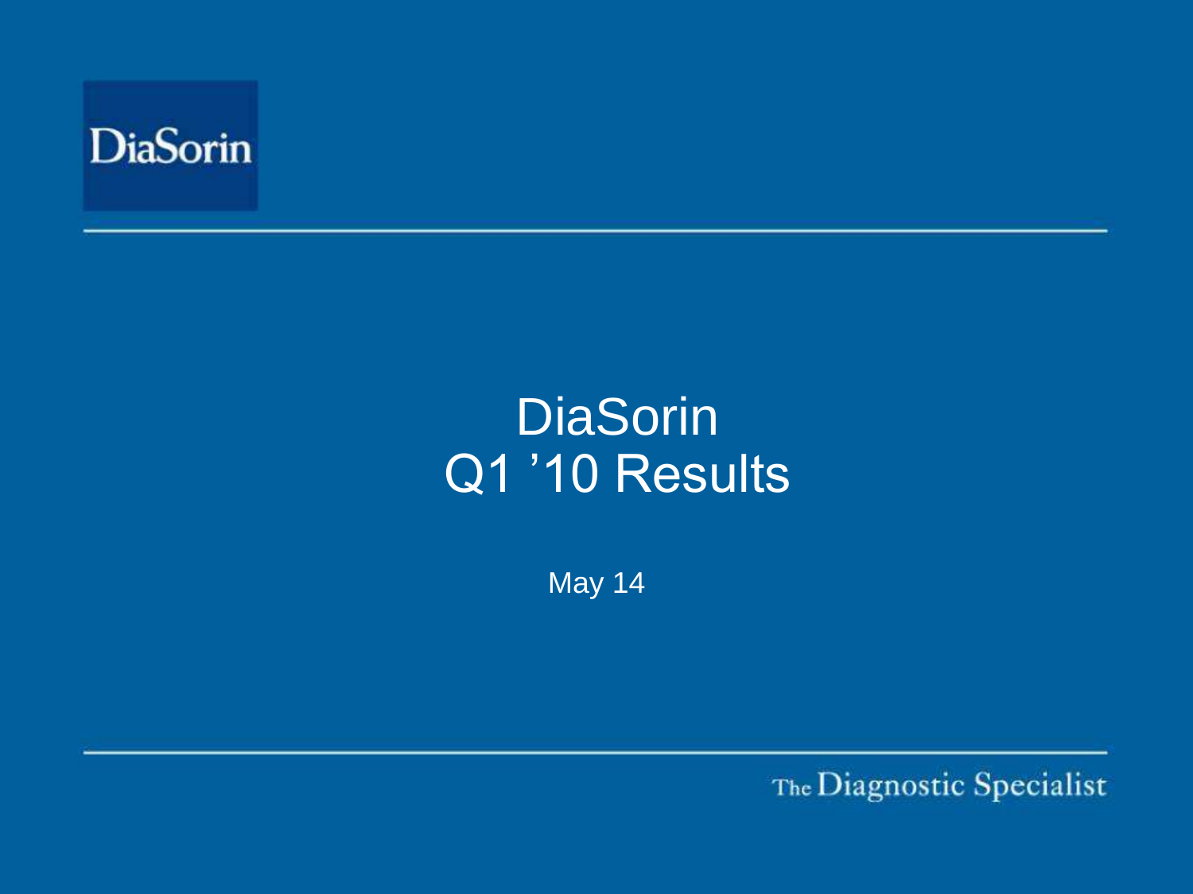DiaSorin

# DiaSorin
# Q1 ’10 Results

May 14

The Diagnostic Specialist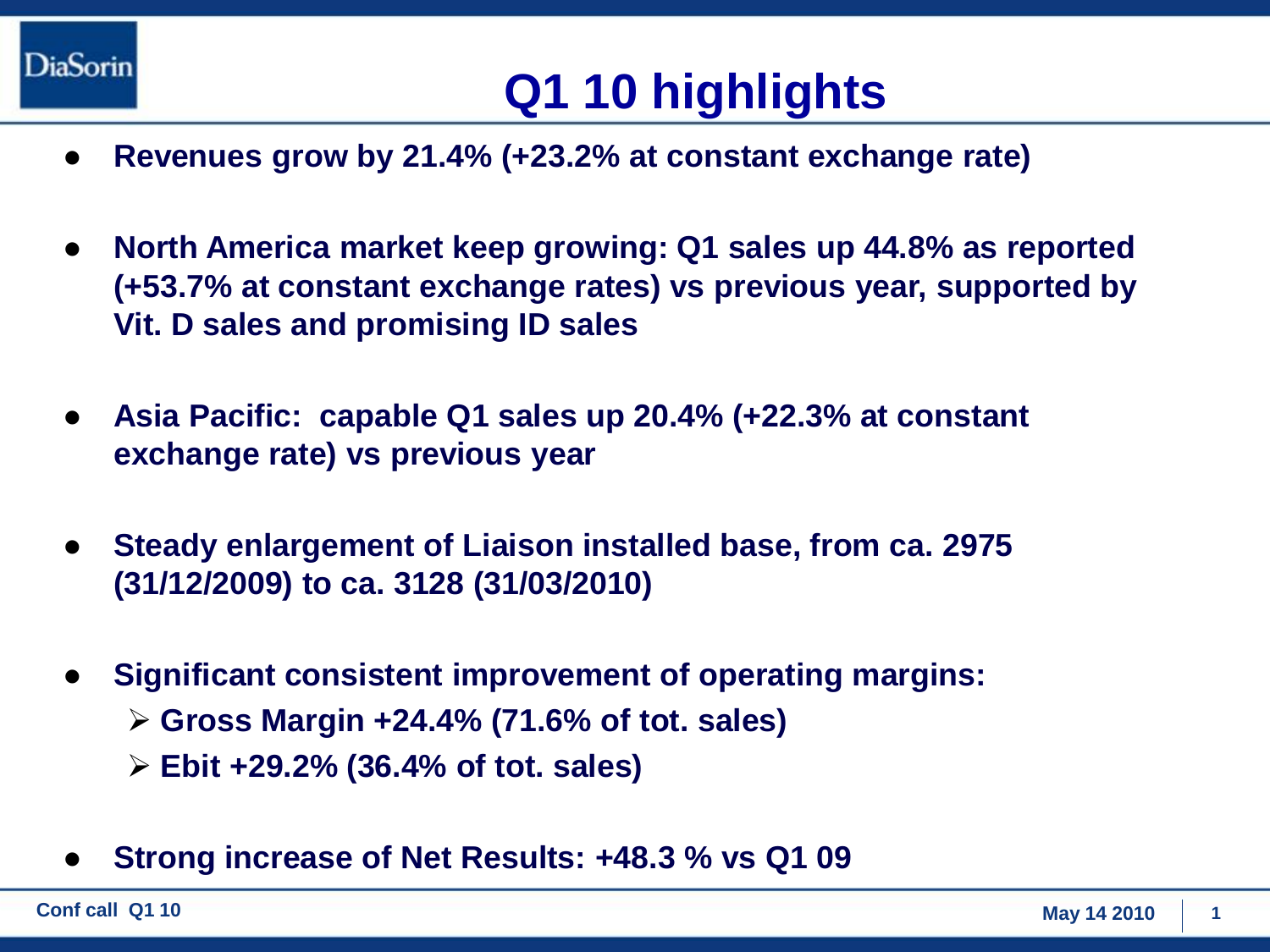# Q1 10 highlights

- **Revenues grow by 21.4% (+23.2% at constant exchange rate)**
- **North America market keep growing: Q1 sales up 44.8% as reported (+53.7% at constant exchange rates) vs previous year, supported by Vit. D sales and promising ID sales**
- **Asia Pacific: capable Q1 sales up 20.4% (+22.3% at constant exchange rate) vs previous year**
- **Steady enlargement of Liaison installed base, from ca. 2975 (31/12/2009) to ca. 3128 (31/03/2010)**
- **Significant consistent improvement of operating margins:**
  - **Gross Margin +24.4% (71.6% of tot. sales)**
  - **Ebit +29.2% (36.4% of tot. sales)**
- **Strong increase of Net Results: +48.3 % vs Q1 09**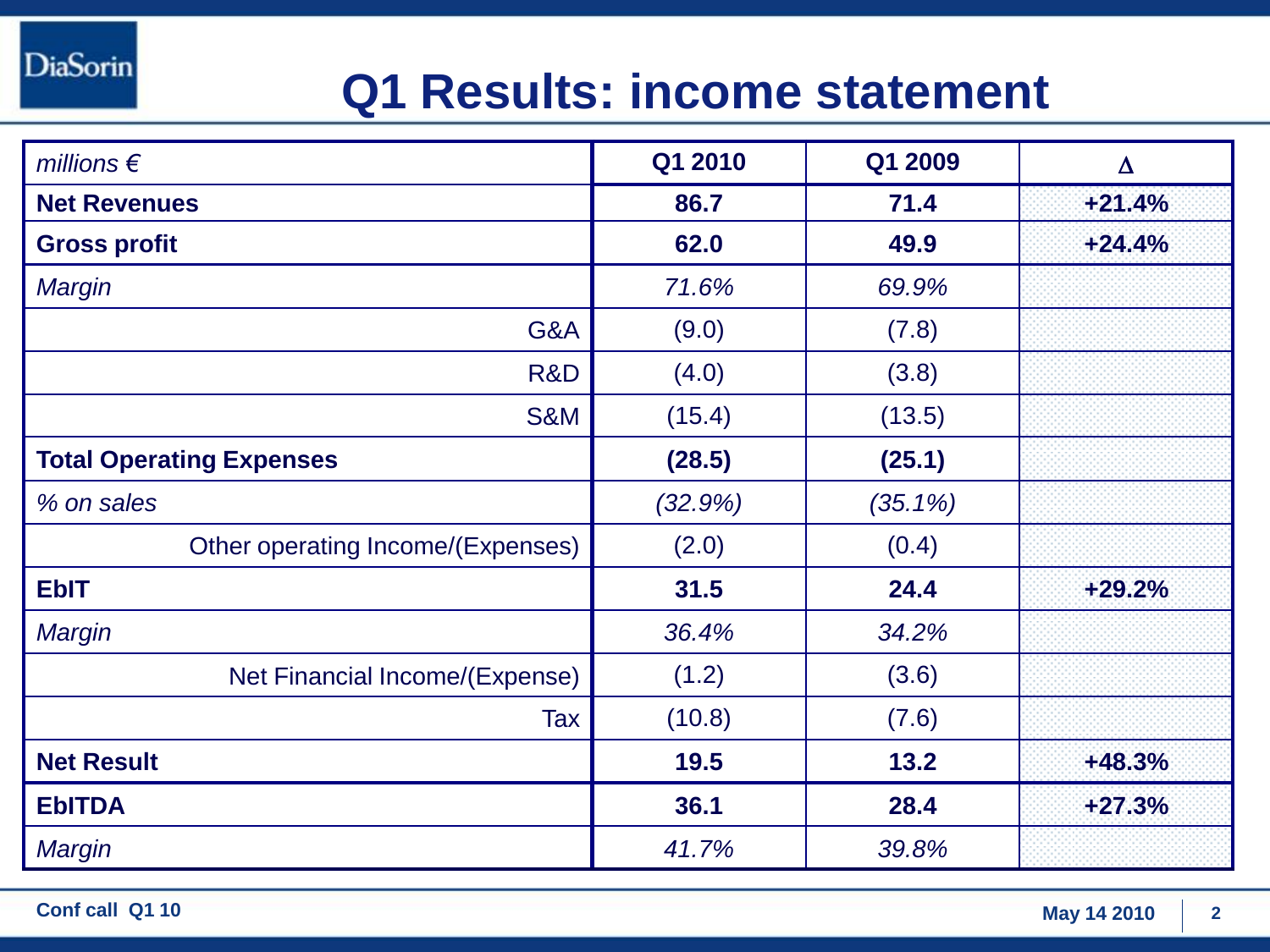# Q1 Results: income statement

| *millions €* | **Q1 2010** | **Q1 2009** | **Δ** |
|---|---|---|---|
| **Net Revenues** | **86.7** | **71.4** | **+21.4%** |
| **Gross profit** | **62.0** | **49.9** | **+24.4%** |
| *Margin* | *71.6%* | *69.9%* | |
| G&A | (9.0) | (7.8) | |
| R&D | (4.0) | (3.8) | |
| S&M | (15.4) | (13.5) | |
| **Total Operating Expenses** | **(28.5)** | **(25.1)** | |
| *% on sales* | *(32.9%)* | *(35.1%)* | |
| Other operating Income/(Expenses) | (2.0) | (0.4) | |
| **EbIT** | **31.5** | **24.4** | **+29.2%** |
| *Margin* | *36.4%* | *34.2%* | |
| Net Financial Income/(Expense) | (1.2) | (3.6) | |
| Tax | (10.8) | (7.6) | |
| **Net Result** | **19.5** | **13.2** | **+48.3%** |
| **EbITDA** | **36.1** | **28.4** | **+27.3%** |
| *Margin* | *41.7%* | *39.8%* | |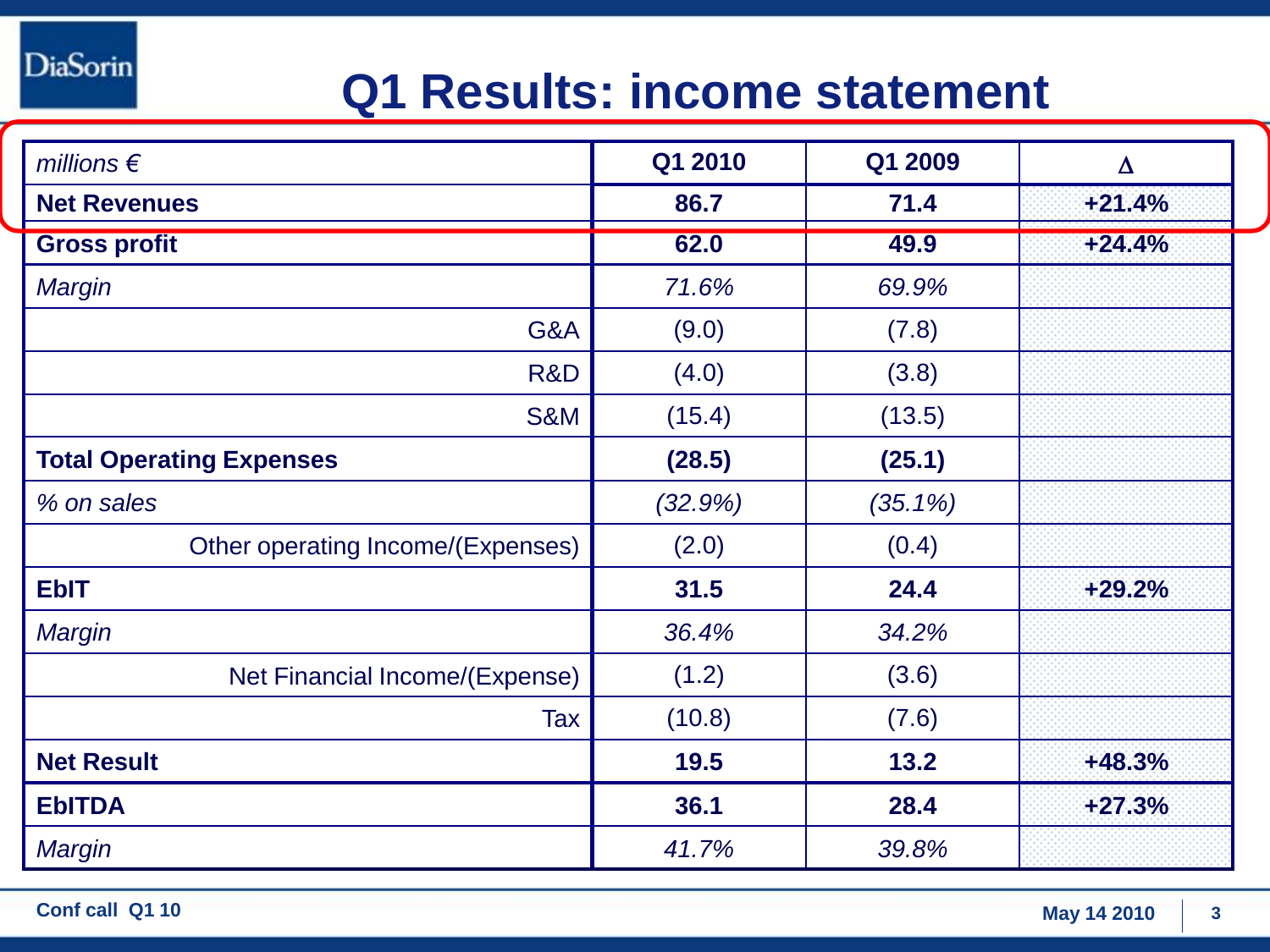# Q1 Results: income statement

| *millions €* | Q1 2010 | Q1 2009 | Δ |
|---|---|---|---|
| **Net Revenues** | **86.7** | **71.4** | **+21.4%** |
| **Gross profit** | **62.0** | **49.9** | **+24.4%** |
| *Margin* | *71.6%* | *69.9%* | |
| G&A | (9.0) | (7.8) | |
| R&D | (4.0) | (3.8) | |
| S&M | (15.4) | (13.5) | |
| **Total Operating Expenses** | **(28.5)** | **(25.1)** | |
| *% on sales* | *(32.9%)* | *(35.1%)* | |
| Other operating Income/(Expenses) | (2.0) | (0.4) | |
| **EbIT** | **31.5** | **24.4** | **+29.2%** |
| *Margin* | *36.4%* | *34.2%* | |
| Net Financial Income/(Expense) | (1.2) | (3.6) | |
| Tax | (10.8) | (7.6) | |
| **Net Result** | **19.5** | **13.2** | **+48.3%** |
| **EbITDA** | **36.1** | **28.4** | **+27.3%** |
| *Margin* | *41.7%* | *39.8%* | |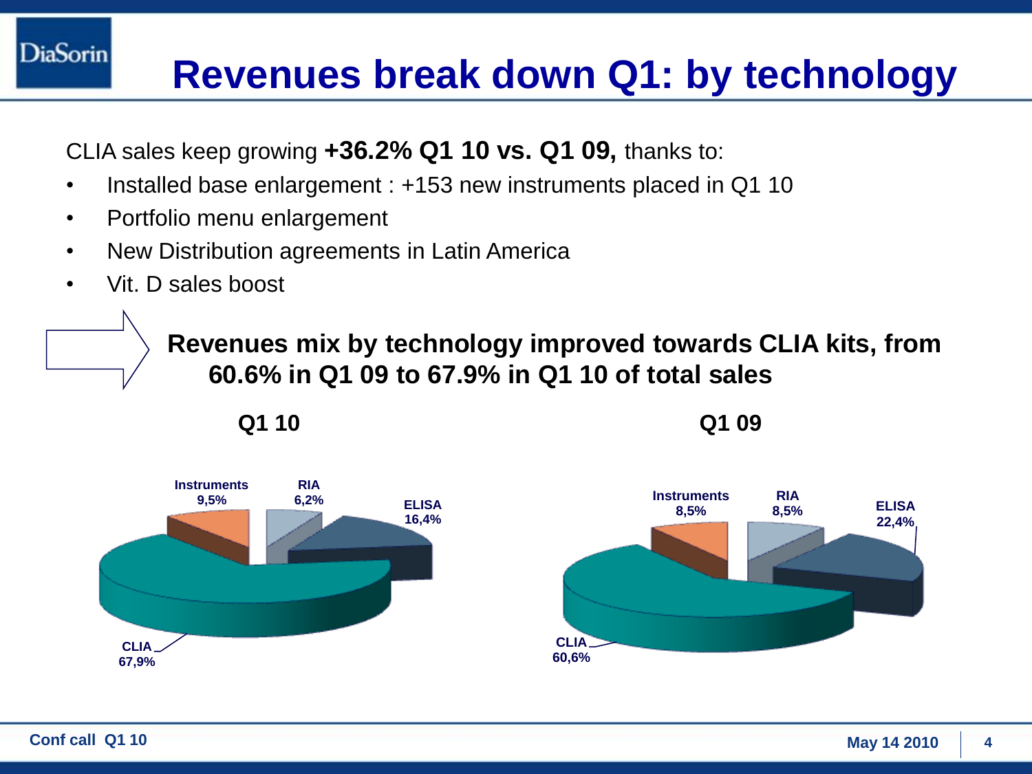# Revenues break down Q1: by technology

CLIA sales keep growing **+36.2% Q1 10 vs. Q1 09,** thanks to:

- Installed base enlargement : +153 new instruments placed in Q1 10
- Portfolio menu enlargement
- New Distribution agreements in Latin America
- Vit. D sales boost

**Revenues mix by technology improved towards CLIA kits, from 60.6% in Q1 09 to 67.9% in Q1 10 of total sales**

| Technology | Q1 10 | Q1 09 |
|---|---|---|
| CLIA | 67,9% | 60,6% |
| ELISA | 16,4% | 22,4% |
| RIA | 6,2% | 8,5% |
| Instruments | 9,5% | 8,5% |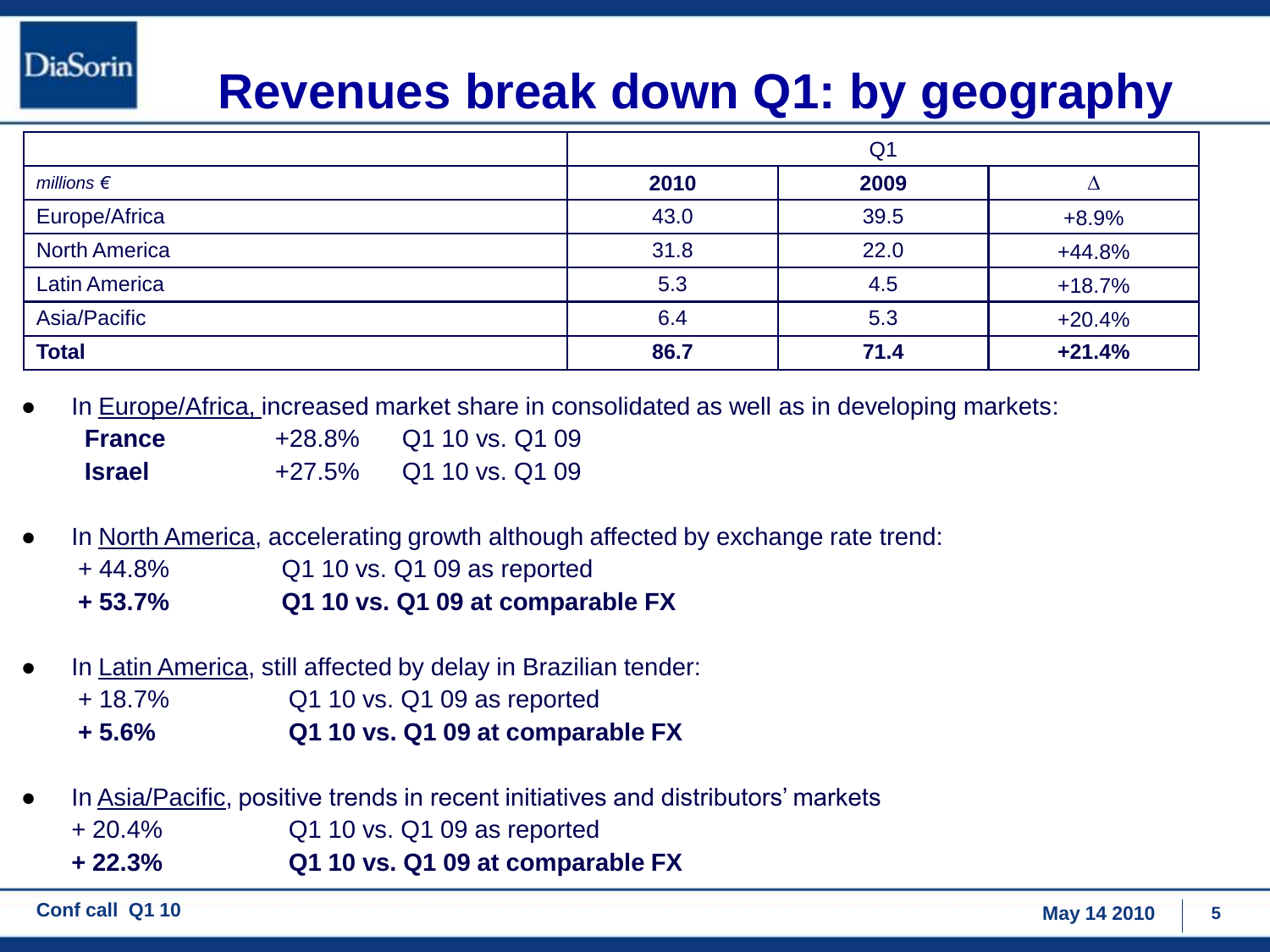# Revenues break down Q1: by geography

| | Q1 | | |
|---|---|---|---|
| *millions €* | **2010** | **2009** | Δ |
| Europe/Africa | 43.0 | 39.5 | +8.9% |
| North America | 31.8 | 22.0 | +44.8% |
| Latin America | 5.3 | 4.5 | +18.7% |
| Asia/Pacific | 6.4 | 5.3 | +20.4% |
| **Total** | **86.7** | **71.4** | **+21.4%** |

- In Europe/Africa, increased market share in consolidated as well as in developing markets:
  - **France** +28.8% Q1 10 vs. Q1 09
  - **Israel** +27.5% Q1 10 vs. Q1 09

- In North America, accelerating growth although affected by exchange rate trend:
  - + 44.8% Q1 10 vs. Q1 09 as reported
  - **+ 53.7% Q1 10 vs. Q1 09 at comparable FX**

- In Latin America, still affected by delay in Brazilian tender:
  - + 18.7% Q1 10 vs. Q1 09 as reported
  - **+ 5.6% Q1 10 vs. Q1 09 at comparable FX**

- In Asia/Pacific, positive trends in recent initiatives and distributors' markets
  - + 20.4% Q1 10 vs. Q1 09 as reported
  - **+ 22.3% Q1 10 vs. Q1 09 at comparable FX**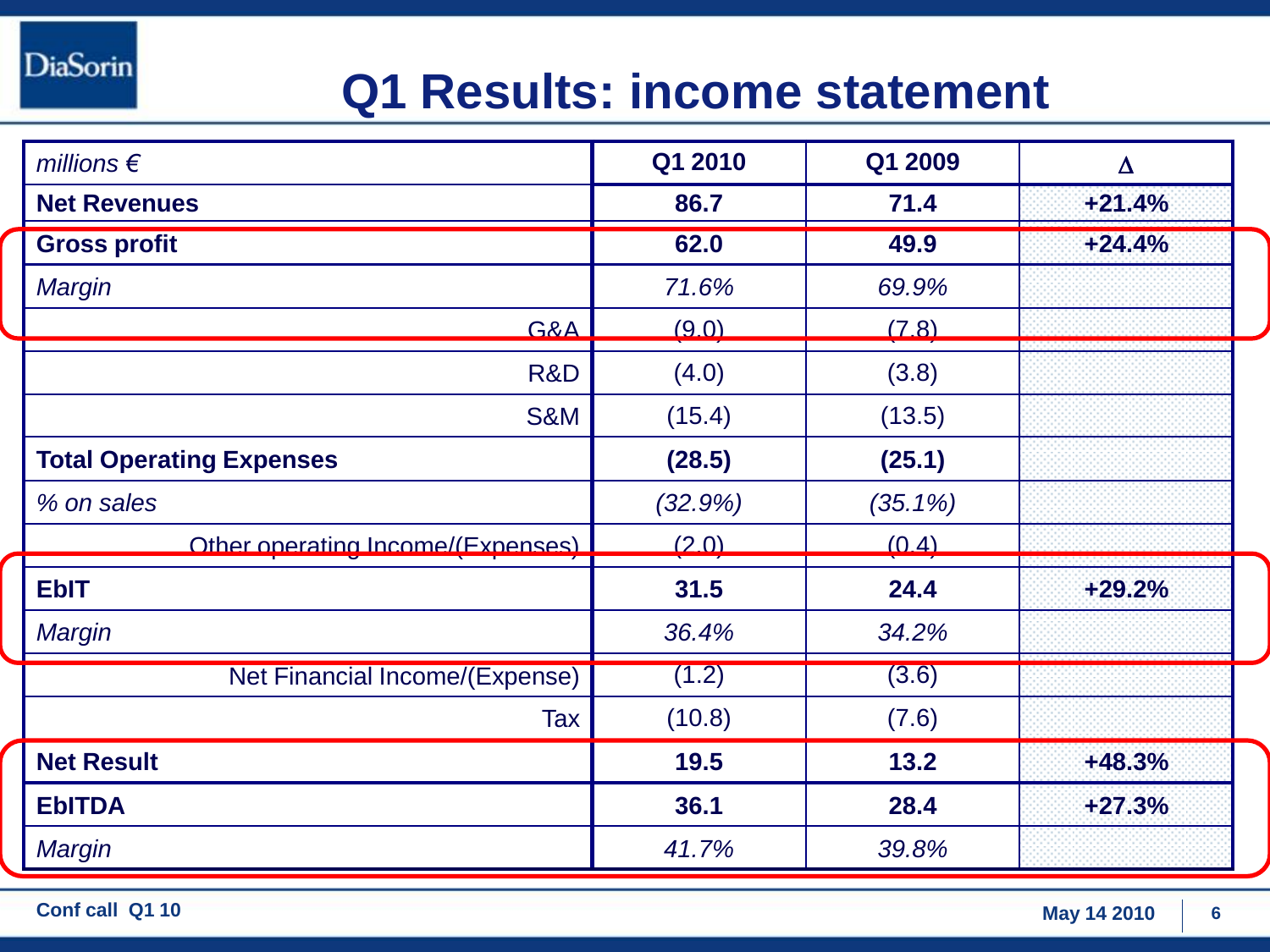# Q1 Results: income statement

| *millions €* | Q1 2010 | Q1 2009 | Δ |
|---|---|---|---|
| **Net Revenues** | **86.7** | **71.4** | **+21.4%** |
| **Gross profit** | **62.0** | **49.9** | **+24.4%** |
| *Margin* | *71.6%* | *69.9%* | |
| G&A | (9.0) | (7.8) | |
| R&D | (4.0) | (3.8) | |
| S&M | (15.4) | (13.5) | |
| **Total Operating Expenses** | **(28.5)** | **(25.1)** | |
| *% on sales* | *(32.9%)* | *(35.1%)* | |
| Other operating Income/(Expenses) | (2.0) | (0.4) | |
| **EbIT** | **31.5** | **24.4** | **+29.2%** |
| *Margin* | *36.4%* | *34.2%* | |
| Net Financial Income/(Expense) | (1.2) | (3.6) | |
| Tax | (10.8) | (7.6) | |
| **Net Result** | **19.5** | **13.2** | **+48.3%** |
| **EbITDA** | **36.1** | **28.4** | **+27.3%** |
| *Margin* | *41.7%* | *39.8%* | |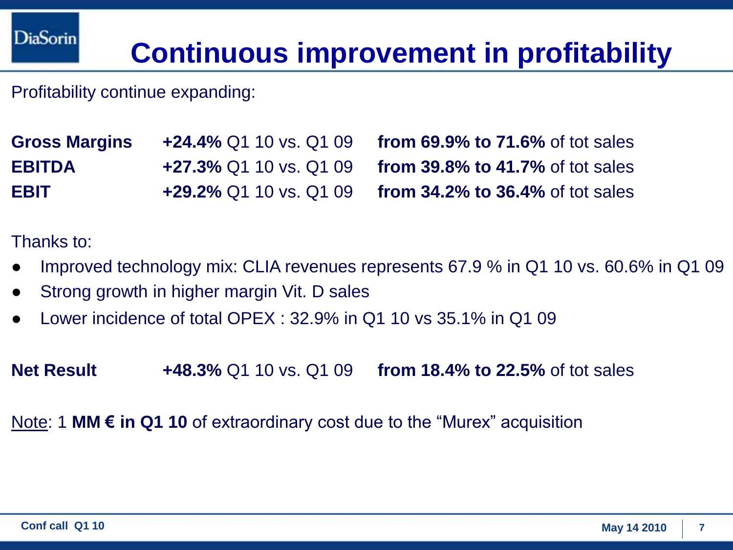# Continuous improvement in profitability

Profitability continue expanding:

| | | |
|---|---|---|
| **Gross Margins** | **+24.4%** Q1 10 vs. Q1 09 | **from 69.9% to 71.6%** of tot sales |
| **EBITDA** | **+27.3%** Q1 10 vs. Q1 09 | **from 39.8% to 41.7%** of tot sales |
| **EBIT** | **+29.2%** Q1 10 vs. Q1 09 | **from 34.2% to 36.4%** of tot sales |

Thanks to:

- Improved technology mix: CLIA revenues represents 67.9 % in Q1 10 vs. 60.6% in Q1 09
- Strong growth in higher margin Vit. D sales
- Lower incidence of total OPEX : 32.9% in Q1 10 vs 35.1% in Q1 09

| | | |
|---|---|---|
| **Net Result** | **+48.3%** Q1 10 vs. Q1 09 | **from 18.4% to 22.5%** of tot sales |

Note: 1 **MM € in Q1 10** of extraordinary cost due to the "Murex" acquisition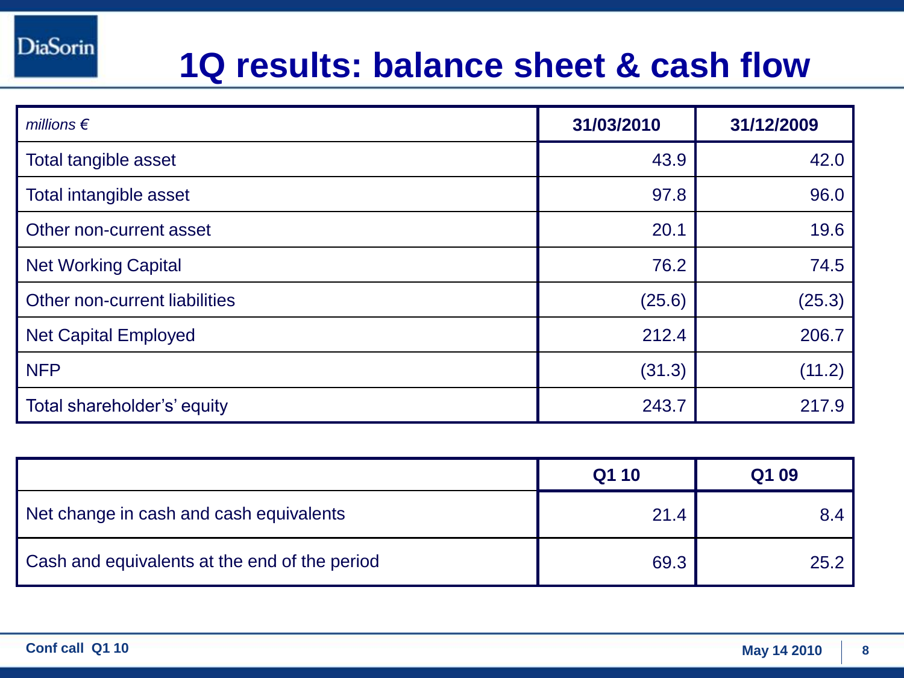# 1Q results: balance sheet & cash flow

| *millions €* | 31/03/2010 | 31/12/2009 |
|---|---|---|
| Total tangible asset | 43.9 | 42.0 |
| Total intangible asset | 97.8 | 96.0 |
| Other non-current asset | 20.1 | 19.6 |
| Net Working Capital | 76.2 | 74.5 |
| Other non-current liabilities | (25.6) | (25.3) |
| Net Capital Employed | 212.4 | 206.7 |
| NFP | (31.3) | (11.2) |
| Total shareholder's' equity | 243.7 | 217.9 |

| | Q1 10 | Q1 09 |
|---|---|---|
| Net change in cash and cash equivalents | 21.4 | 8.4 |
| Cash and equivalents at the end of the period | 69.3 | 25.2 |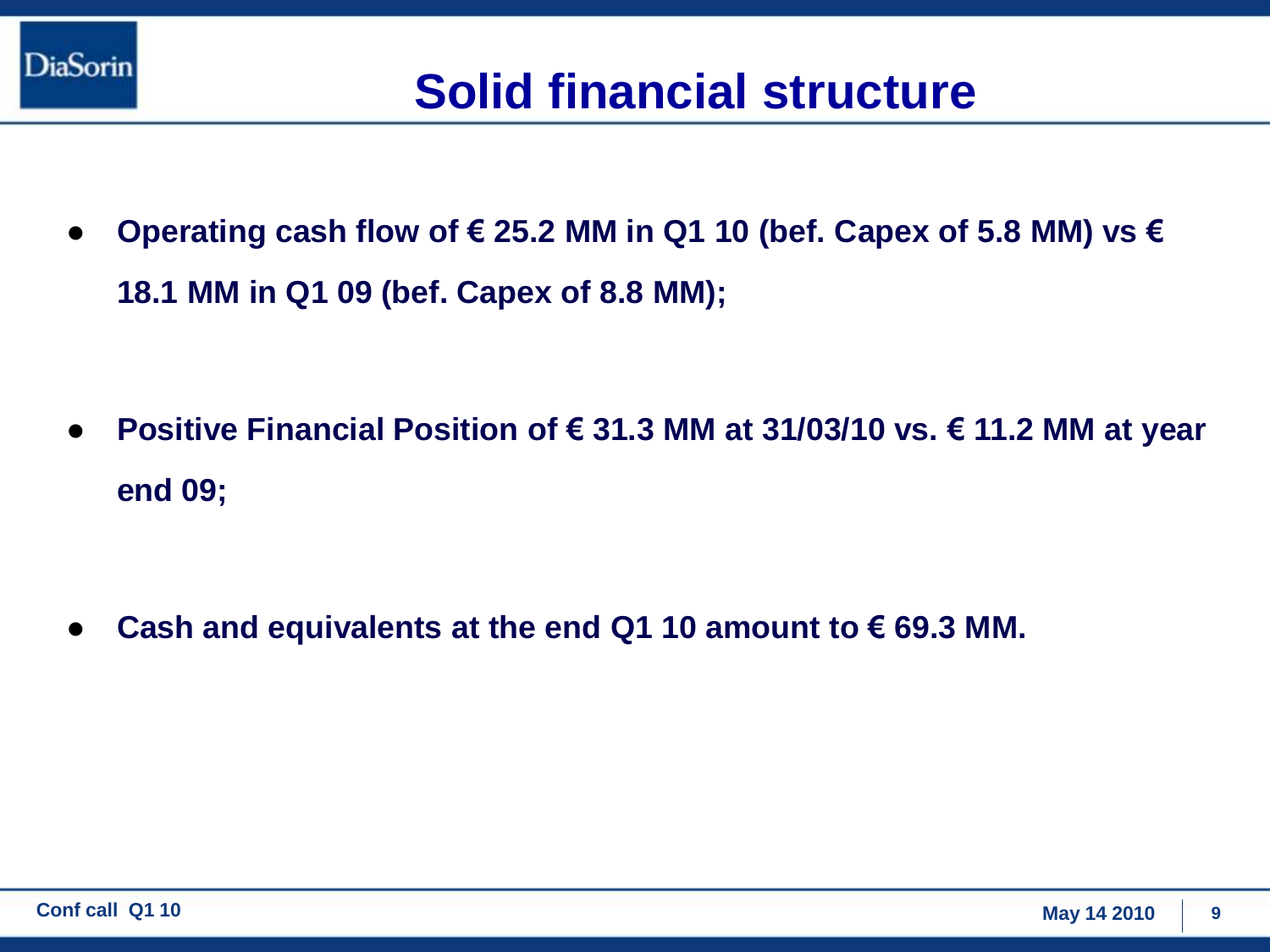# Solid financial structure

- **Operating cash flow of € 25.2 MM in Q1 10 (bef. Capex of 5.8 MM) vs € 18.1 MM in Q1 09 (bef. Capex of 8.8 MM);**

- **Positive Financial Position of € 31.3 MM at 31/03/10 vs. € 11.2 MM at year end 09;**

- **Cash and equivalents at the end Q1 10 amount to € 69.3 MM.**